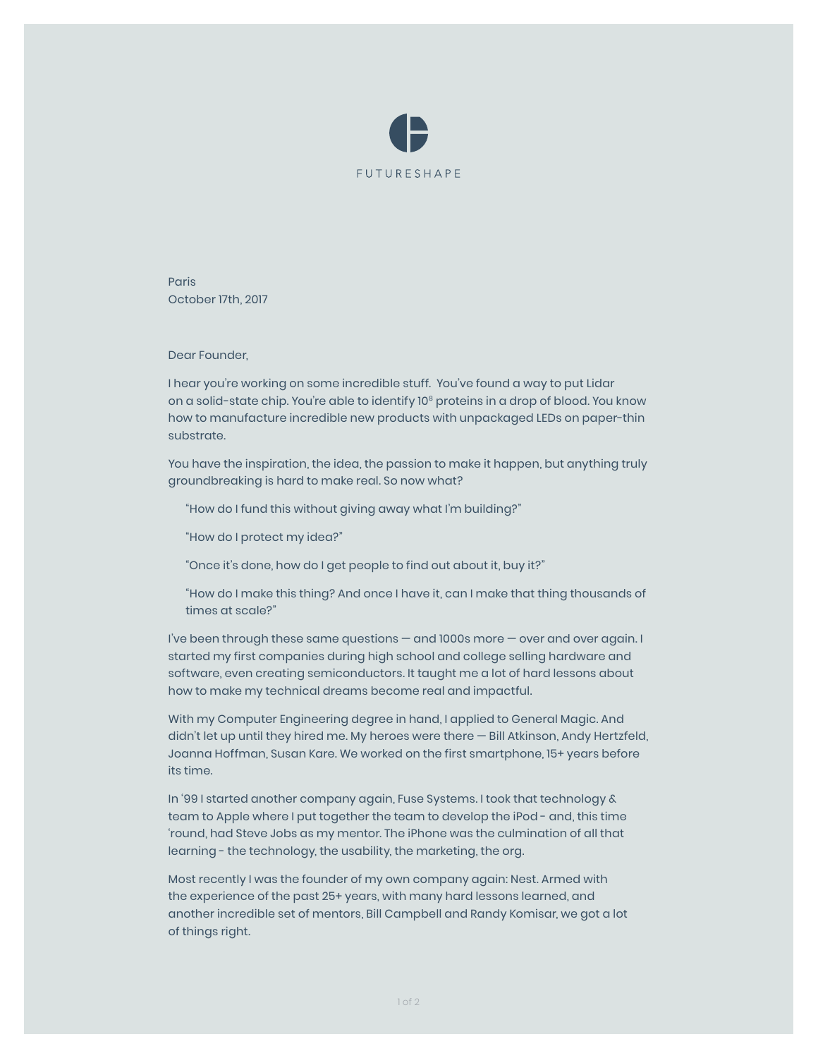FUTURESHAPE

Paris
October 17th, 2017

Dear Founder,

I hear you're working on some incredible stuff. You've found a way to put Lidar on a solid-state chip. You're able to identify $10^8$ proteins in a drop of blood. You know how to manufacture incredible new products with unpackaged LEDs on paper-thin substrate.

You have the inspiration, the idea, the passion to make it happen, but anything truly groundbreaking is hard to make real. So now what?

> "How do I fund this without giving away what I'm building?"
>
> "How do I protect my idea?"
>
> "Once it's done, how do I get people to find out about it, buy it?"
>
> "How do I make this thing? And once I have it, can I make that thing thousands of times at scale?"

I've been through these same questions — and 1000s more — over and over again. I started my first companies during high school and college selling hardware and software, even creating semiconductors. It taught me a lot of hard lessons about how to make my technical dreams become real and impactful.

With my Computer Engineering degree in hand, I applied to General Magic. And didn't let up until they hired me. My heroes were there — Bill Atkinson, Andy Hertzfeld, Joanna Hoffman, Susan Kare. We worked on the first smartphone, 15+ years before its time.

In '99 I started another company again, Fuse Systems. I took that technology & team to Apple where I put together the team to develop the iPod - and, this time 'round, had Steve Jobs as my mentor. The iPhone was the culmination of all that learning - the technology, the usability, the marketing, the org.

Most recently I was the founder of my own company again: Nest. Armed with the experience of the past 25+ years, with many hard lessons learned, and another incredible set of mentors, Bill Campbell and Randy Komisar, we got a lot of things right.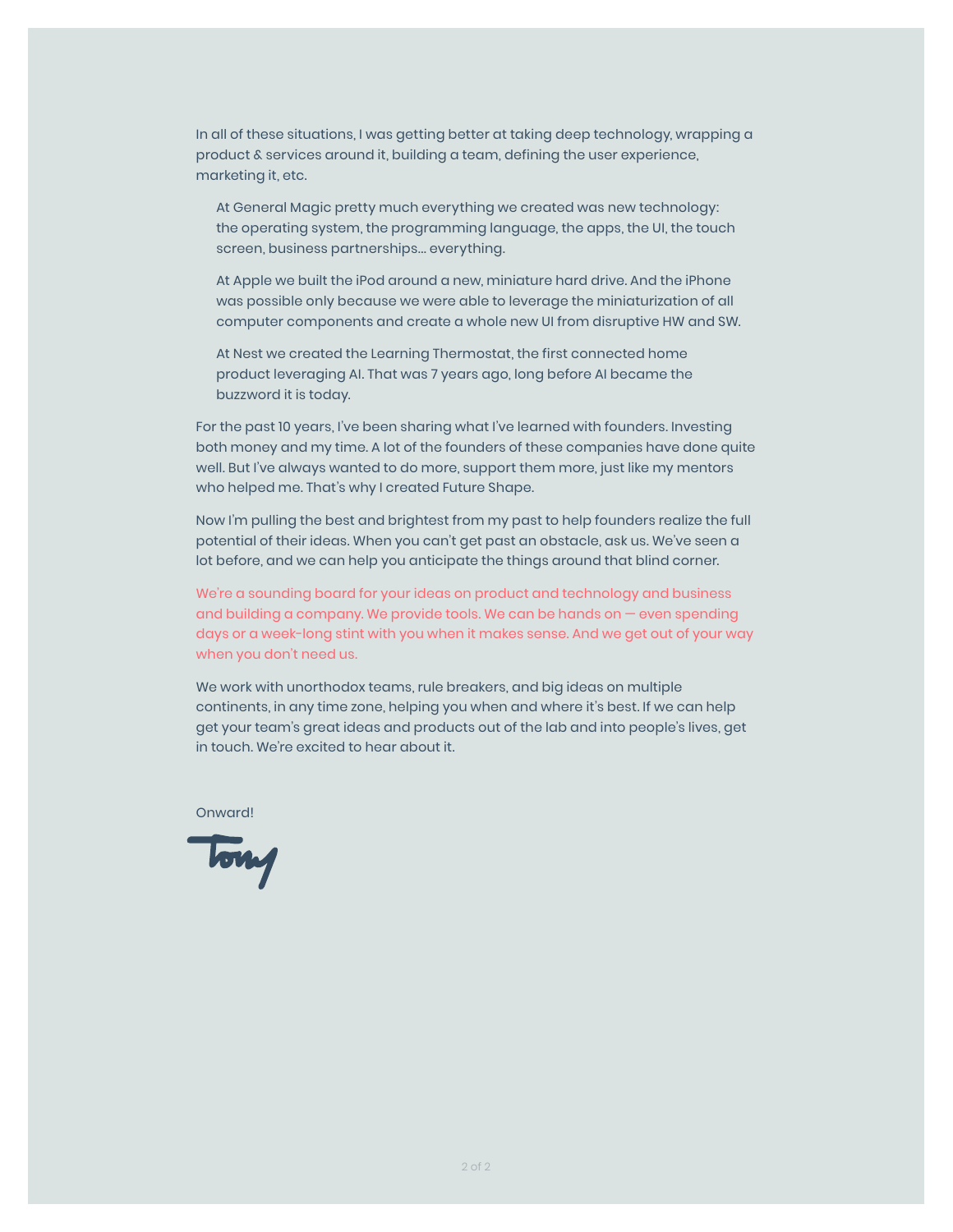In all of these situations, I was getting better at taking deep technology, wrapping a product & services around it, building a team, defining the user experience, marketing it, etc.

> At General Magic pretty much everything we created was new technology: the operating system, the programming language, the apps, the UI, the touch screen, business partnerships… everything.
>
> At Apple we built the iPod around a new, miniature hard drive. And the iPhone was possible only because we were able to leverage the miniaturization of all computer components and create a whole new UI from disruptive HW and SW.
>
> At Nest we created the Learning Thermostat, the first connected home product leveraging AI. That was 7 years ago, long before AI became the buzzword it is today.

For the past 10 years, I've been sharing what I've learned with founders. Investing both money and my time. A lot of the founders of these companies have done quite well. But I've always wanted to do more, support them more, just like my mentors who helped me. That's why I created Future Shape.

Now I'm pulling the best and brightest from my past to help founders realize the full potential of their ideas. When you can't get past an obstacle, ask us. We've seen a lot before, and we can help you anticipate the things around that blind corner.

We're a sounding board for your ideas on product and technology and business and building a company. We provide tools. We can be hands on — even spending days or a week-long stint with you when it makes sense. And we get out of your way when you don't need us.

We work with unorthodox teams, rule breakers, and big ideas on multiple continents, in any time zone, helping you when and where it's best. If we can help get your team's great ideas and products out of the lab and into people's lives, get in touch. We're excited to hear about it.

Onward!

Tony